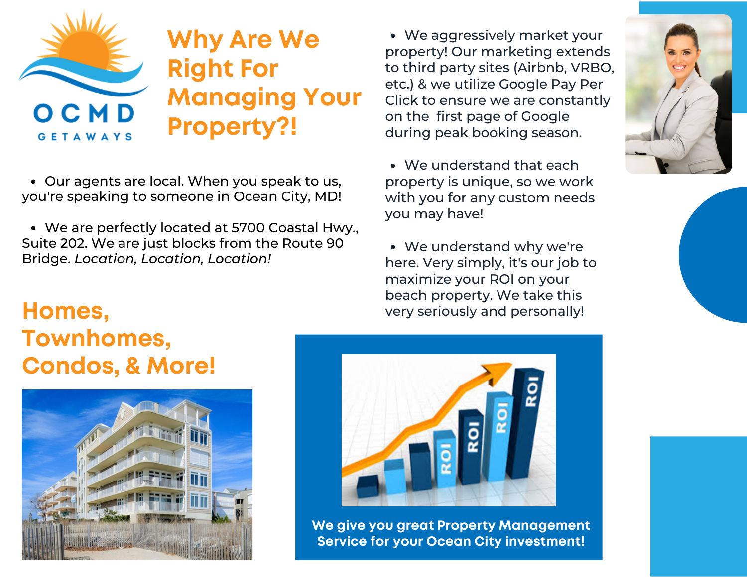OCMD GETAWAYS

# Why Are We Right For Managing Your Property?!

- Our agents are local. When you speak to us, you're speaking to someone in Ocean City, MD!
- We are perfectly located at 5700 Coastal Hwy., Suite 202. We are just blocks from the Route 90 Bridge. *Location, Location, Location!*
- We aggressively market your property! Our marketing extends to third party sites (Airbnb, VRBO, etc.) & we utilize Google Pay Per Click to ensure we are constantly on the first page of Google during peak booking season.
- We understand that each property is unique, so we work with you for any custom needs you may have!
- We understand why we're here. Very simply, it's our job to maximize your ROI on your beach property. We take this very seriously and personally!

## Homes, Townhomes, Condos, & More!

**We give you great Property Management Service for your Ocean City investment!**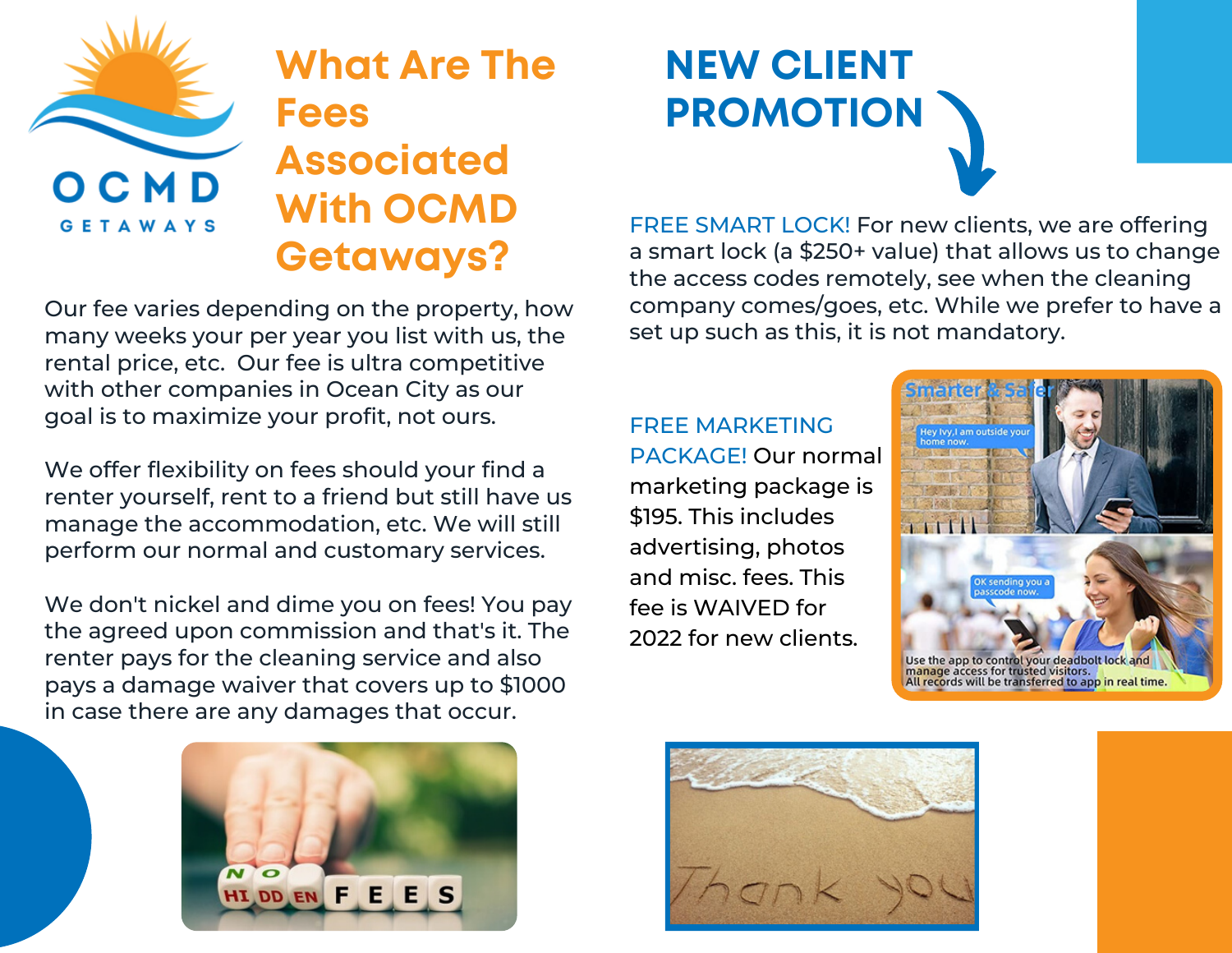# What Are The Fees Associated With OCMD Getaways?

Our fee varies depending on the property, how many weeks your per year you list with us, the rental price, etc. Our fee is ultra competitive with other companies in Ocean City as our goal is to maximize your profit, not ours.

We offer flexibility on fees should your find a renter yourself, rent to a friend but still have us manage the accommodation, etc. We will still perform our normal and customary services.

We don't nickel and dime you on fees! You pay the agreed upon commission and that's it. The renter pays for the cleaning service and also pays a damage waiver that covers up to $1000 in case there are any damages that occur.

# NEW CLIENT PROMOTION

FREE SMART LOCK! For new clients, we are offering a smart lock (a $250+ value) that allows us to change the access codes remotely, see when the cleaning company comes/goes, etc. While we prefer to have a set up such as this, it is not mandatory.

FREE MARKETING PACKAGE! Our normal marketing package is $195. This includes advertising, photos and misc. fees. This fee is WAIVED for 2022 for new clients.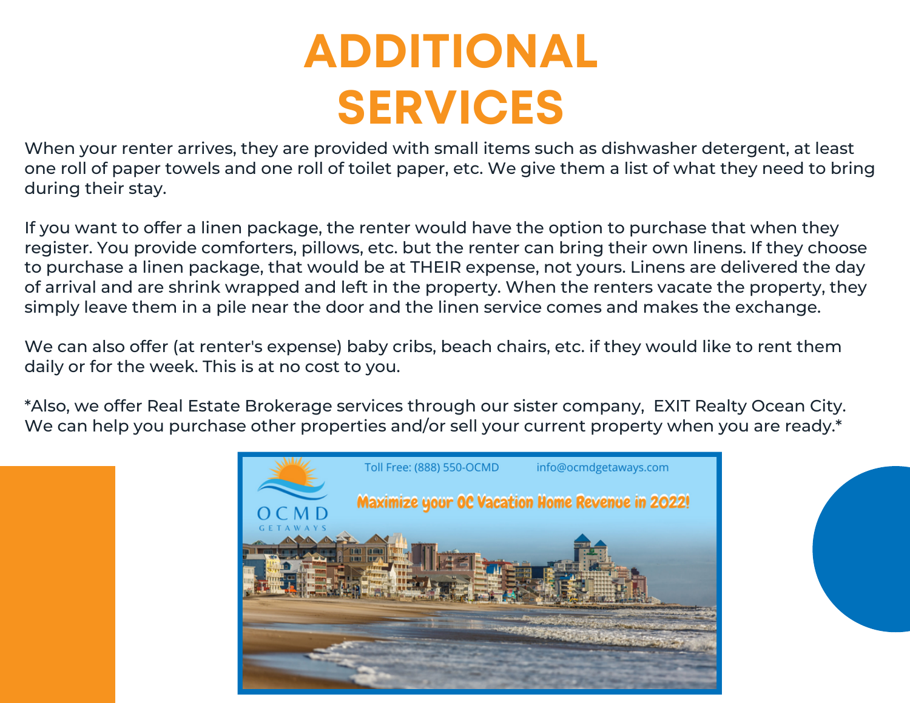# ADDITIONAL SERVICES

When your renter arrives, they are provided with small items such as dishwasher detergent, at least one roll of paper towels and one roll of toilet paper, etc. We give them a list of what they need to bring during their stay.

If you want to offer a linen package, the renter would have the option to purchase that when they register. You provide comforters, pillows, etc. but the renter can bring their own linens. If they choose to purchase a linen package, that would be at THEIR expense, not yours. Linens are delivered the day of arrival and are shrink wrapped and left in the property. When the renters vacate the property, they simply leave them in a pile near the door and the linen service comes and makes the exchange.

We can also offer (at renter's expense) baby cribs, beach chairs, etc. if they would like to rent them daily or for the week. This is at no cost to you.

*Also, we offer Real Estate Brokerage services through our sister company, EXIT Realty Ocean City. We can help you purchase other properties and/or sell your current property when you are ready.*

OCMD GETAWAYS

Toll Free: (888) 550-OCMD

info@ocmdgetaways.com

Maximize your OC Vacation Home Revenue in 2022!